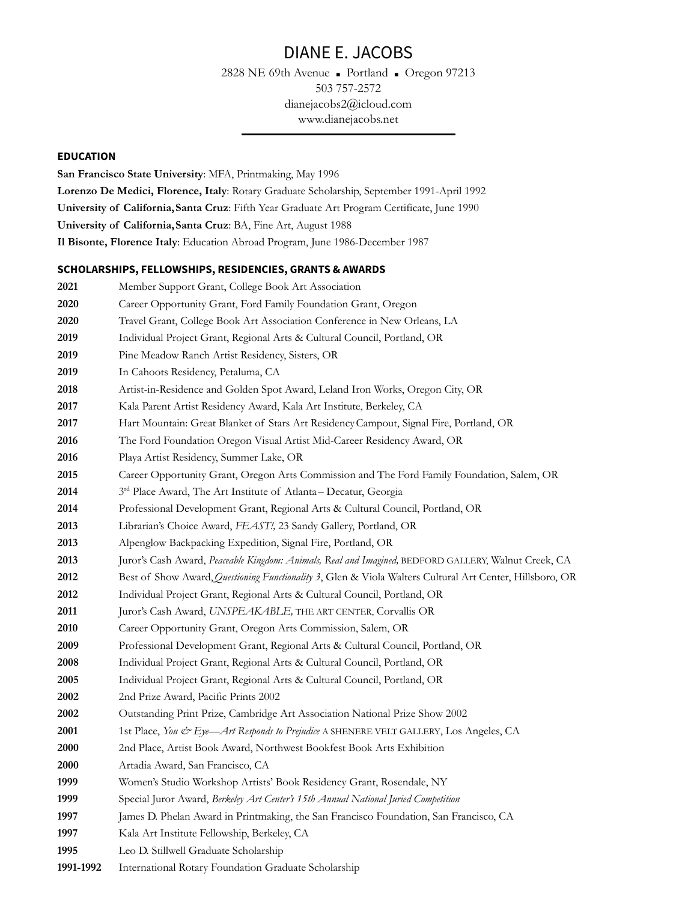# DIANE E. JACOBS

2828 NE 69th Avenue ▪ Portland ▪ Oregon 97213
503 757-2572
dianejacobs2@icloud.com
www.dianejacobs.net

## EDUCATION

**San Francisco State University**: MFA, Printmaking, May 1996
**Lorenzo De Medici, Florence, Italy**: Rotary Graduate Scholarship, September 1991-April 1992
**University of California, Santa Cruz**: Fifth Year Graduate Art Program Certificate, June 1990
**University of California, Santa Cruz**: BA, Fine Art, August 1988
**Il Bisonte, Florence Italy**: Education Abroad Program, June 1986-December 1987

## SCHOLARSHIPS, FELLOWSHIPS, RESIDENCIES, GRANTS & AWARDS

**2021** Member Support Grant, College Book Art Association
**2020** Career Opportunity Grant, Ford Family Foundation Grant, Oregon
**2020** Travel Grant, College Book Art Association Conference in New Orleans, LA
**2019** Individual Project Grant, Regional Arts & Cultural Council, Portland, OR
**2019** Pine Meadow Ranch Artist Residency, Sisters, OR
**2019** In Cahoots Residency, Petaluma, CA
**2018** Artist-in-Residence and Golden Spot Award, Leland Iron Works, Oregon City, OR
**2017** Kala Parent Artist Residency Award, Kala Art Institute, Berkeley, CA
**2017** Hart Mountain: Great Blanket of Stars Art Residency Campout, Signal Fire, Portland, OR
**2016** The Ford Foundation Oregon Visual Artist Mid-Career Residency Award, OR
**2016** Playa Artist Residency, Summer Lake, OR
**2015** Career Opportunity Grant, Oregon Arts Commission and The Ford Family Foundation, Salem, OR
**2014** 3rd Place Award, The Art Institute of Atlanta – Decatur, Georgia
**2014** Professional Development Grant, Regional Arts & Cultural Council, Portland, OR
**2013** Librarian's Choice Award, *FEAST!,* 23 Sandy Gallery, Portland, OR
**2013** Alpenglow Backpacking Expedition, Signal Fire, Portland, OR
**2013** Juror's Cash Award, *Peaceable Kingdom: Animals, Real and Imagined,* BEDFORD GALLERY, Walnut Creek, CA
**2012** Best of Show Award, *Questioning Functionality 3*, Glen & Viola Walters Cultural Art Center, Hillsboro, OR
**2012** Individual Project Grant, Regional Arts & Cultural Council, Portland, OR
**2011** Juror's Cash Award, *UNSPEAKABLE,* THE ART CENTER, Corvallis OR
**2010** Career Opportunity Grant, Oregon Arts Commission, Salem, OR
**2009** Professional Development Grant, Regional Arts & Cultural Council, Portland, OR
**2008** Individual Project Grant, Regional Arts & Cultural Council, Portland, OR
**2005** Individual Project Grant, Regional Arts & Cultural Council, Portland, OR
**2002** 2nd Prize Award, Pacific Prints 2002
**2002** Outstanding Print Prize, Cambridge Art Association National Prize Show 2002
**2001** 1st Place, *You & Eye—Art Responds to Prejudice* A SHENERE VELT GALLERY, Los Angeles, CA
**2000** 2nd Place, Artist Book Award, Northwest Bookfest Book Arts Exhibition
**2000** Artadia Award, San Francisco, CA
**1999** Women's Studio Workshop Artists' Book Residency Grant, Rosendale, NY
**1999** Special Juror Award, *Berkeley Art Center's 15th Annual National Juried Competition*
**1997** James D. Phelan Award in Printmaking, the San Francisco Foundation, San Francisco, CA
**1997** Kala Art Institute Fellowship, Berkeley, CA
**1995** Leo D. Stillwell Graduate Scholarship
**1991-1992** International Rotary Foundation Graduate Scholarship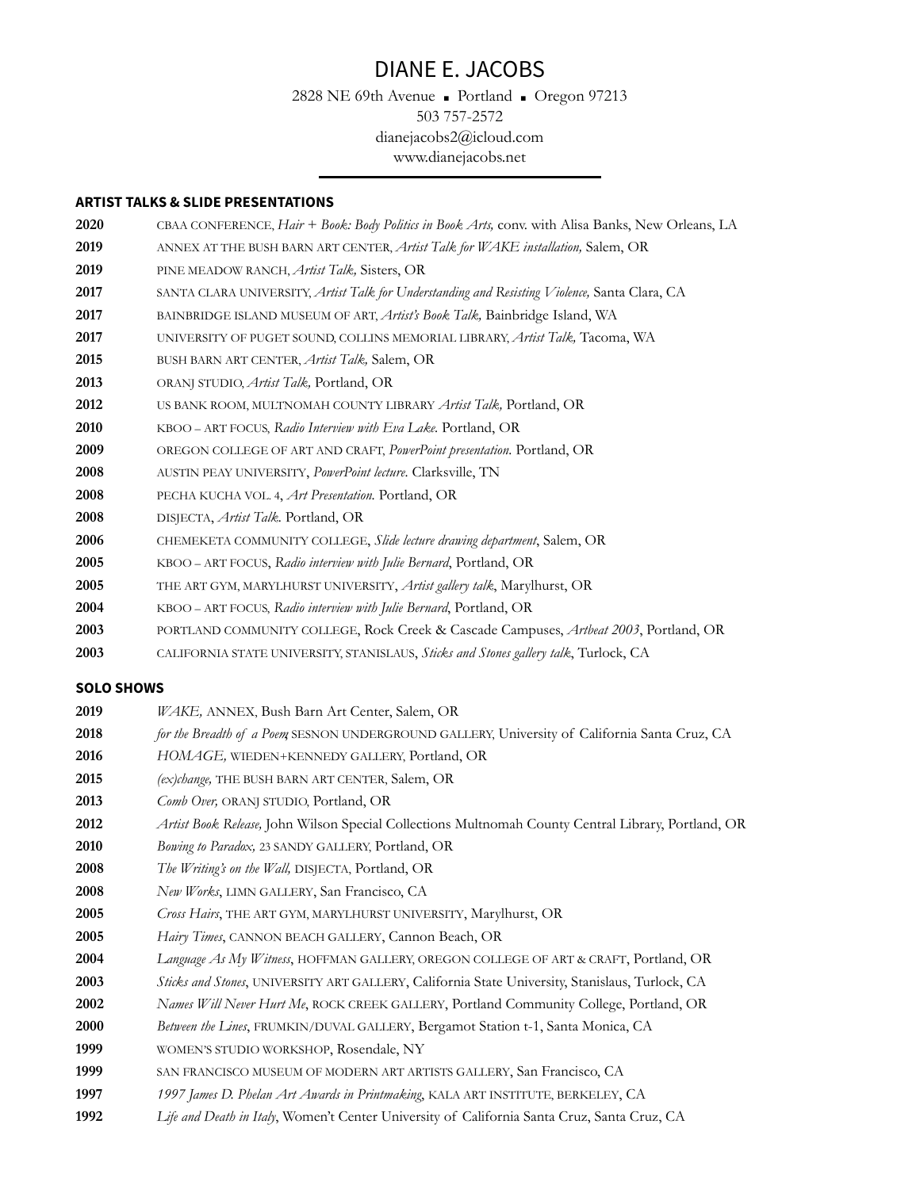# DIANE E. JACOBS

2828 NE 69th Avenue ▪ Portland ▪ Oregon 97213
503 757-2572
dianejacobs2@icloud.com
www.dianejacobs.net

---

## ARTIST TALKS & SLIDE PRESENTATIONS

**2020** CBAA CONFERENCE, *Hair + Book: Body Politics in Book Arts,* conv. with Alisa Banks, New Orleans, LA
**2019** ANNEX AT THE BUSH BARN ART CENTER, *Artist Talk for WAKE installation,* Salem, OR
**2019** PINE MEADOW RANCH, *Artist Talk,* Sisters, OR
**2017** SANTA CLARA UNIVERSITY, *Artist Talk for Understanding and Resisting Violence,* Santa Clara, CA
**2017** BAINBRIDGE ISLAND MUSEUM OF ART, *Artist's Book Talk,* Bainbridge Island, WA
**2017** UNIVERSITY OF PUGET SOUND, COLLINS MEMORIAL LIBRARY, *Artist Talk,* Tacoma, WA
**2015** BUSH BARN ART CENTER, *Artist Talk,* Salem, OR
**2013** ORANJ STUDIO, *Artist Talk,* Portland, OR
**2012** US BANK ROOM, MULTNOMAH COUNTY LIBRARY *Artist Talk,* Portland, OR
**2010** KBOO – ART FOCUS, *Radio Interview with Eva Lake.* Portland, OR
**2009** OREGON COLLEGE OF ART AND CRAFT, *PowerPoint presentation.* Portland, OR
**2008** AUSTIN PEAY UNIVERSITY, *PowerPoint lecture.* Clarksville, TN
**2008** PECHA KUCHA VOL. 4, *Art Presentation.* Portland, OR
**2008** DISJECTA, *Artist Talk.* Portland, OR
**2006** CHEMEKETA COMMUNITY COLLEGE, *Slide lecture drawing department*, Salem, OR
**2005** KBOO – ART FOCUS, *Radio interview with Julie Bernard*, Portland, OR
**2005** THE ART GYM, MARYLHURST UNIVERSITY, *Artist gallery talk*, Marylhurst, OR
**2004** KBOO – ART FOCUS, *Radio interview with Julie Bernard*, Portland, OR
**2003** PORTLAND COMMUNITY COLLEGE, Rock Creek & Cascade Campuses, *Artbeat 2003*, Portland, OR
**2003** CALIFORNIA STATE UNIVERSITY, STANISLAUS, *Sticks and Stones gallery talk*, Turlock, CA

## SOLO SHOWS

**2019** *WAKE,* ANNEX, Bush Barn Art Center, Salem, OR
**2018** *for the Breadth of a Poem,* SESNON UNDERGROUND GALLERY, University of California Santa Cruz, CA
**2016** *HOMAGE,* WIEDEN+KENNEDY GALLERY, Portland, OR
**2015** *(ex)change,* THE BUSH BARN ART CENTER, Salem, OR
**2013** *Comb Over,* ORANJ STUDIO, Portland, OR
**2012** *Artist Book Release,* John Wilson Special Collections Multnomah County Central Library, Portland, OR
**2010** *Bowing to Paradox,* 23 SANDY GALLERY, Portland, OR
**2008** *The Writing's on the Wall,* DISJECTA, Portland, OR
**2008** *New Works*, LIMN GALLERY, San Francisco, CA
**2005** *Cross Hairs*, THE ART GYM, MARYLHURST UNIVERSITY, Marylhurst, OR
**2005** *Hairy Times*, CANNON BEACH GALLERY, Cannon Beach, OR
**2004** *Language As My Witness*, HOFFMAN GALLERY, OREGON COLLEGE OF ART & CRAFT, Portland, OR
**2003** *Sticks and Stones*, UNIVERSITY ART GALLERY, California State University, Stanislaus, Turlock, CA
**2002** *Names Will Never Hurt Me*, ROCK CREEK GALLERY, Portland Community College, Portland, OR
**2000** *Between the Lines*, FRUMKIN/DUVAL GALLERY, Bergamot Station t-1, Santa Monica, CA
**1999** WOMEN'S STUDIO WORKSHOP, Rosendale, NY
**1999** SAN FRANCISCO MUSEUM OF MODERN ART ARTISTS GALLERY, San Francisco, CA
**1997** *1997 James D. Phelan Art Awards in Printmaking*, KALA ART INSTITUTE, BERKELEY, CA
**1992** *Life and Death in Italy*, Women't Center University of California Santa Cruz, Santa Cruz, CA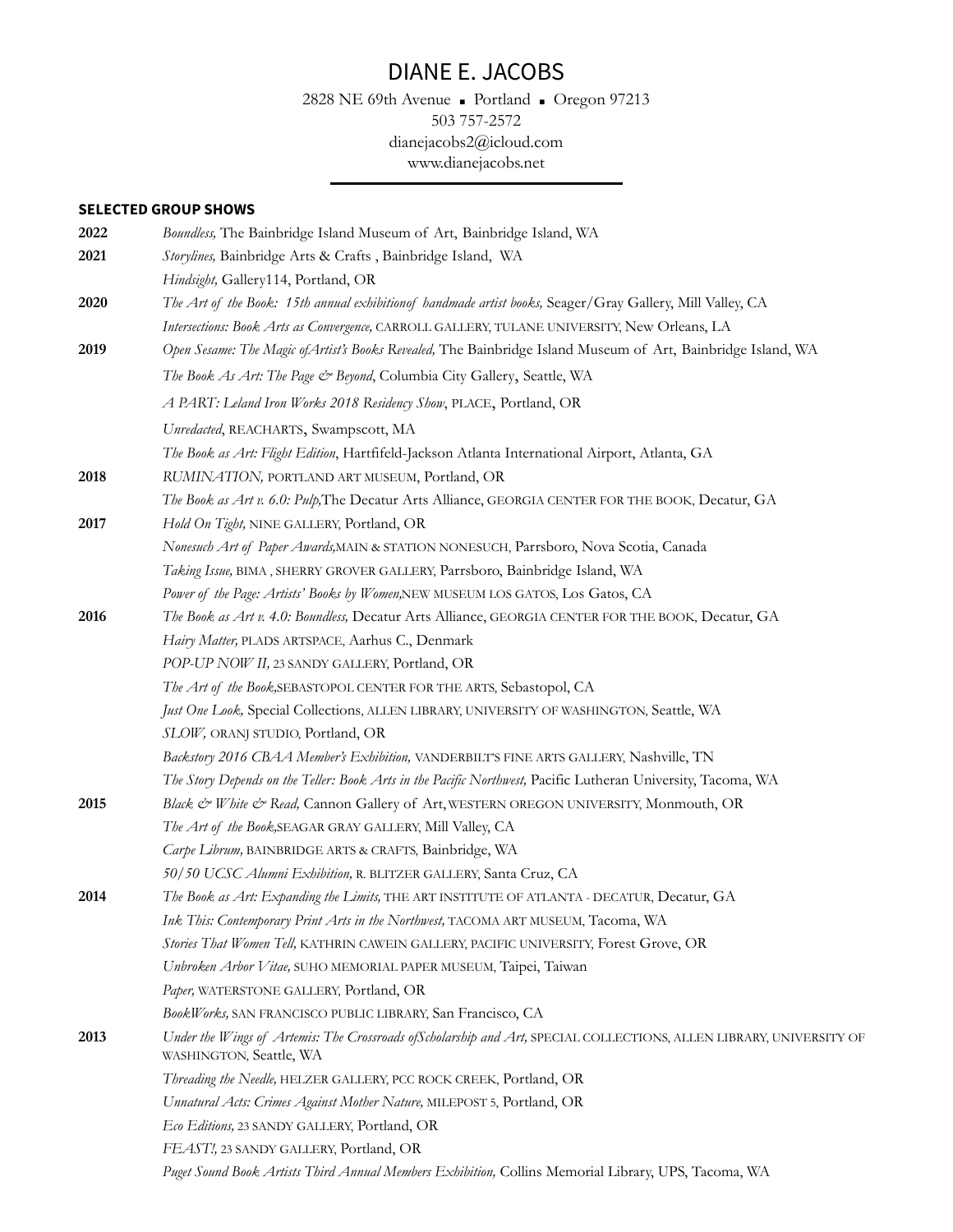# DIANE E. JACOBS

2828 NE 69th Avenue ▪ Portland ▪ Oregon 97213
503 757-2572
dianejacobs2@icloud.com
www.dianejacobs.net

---

**SELECTED GROUP SHOWS**

**2022** *Boundless,* The Bainbridge Island Museum of Art, Bainbridge Island, WA

**2021** *Storylines,* Bainbridge Arts & Crafts , Bainbridge Island, WA
*Hindsight,* Gallery114, Portland, OR

**2020** *The Art of the Book: 15th annual exhibitionof handmade artist books,* Seager/Gray Gallery, Mill Valley, CA
*Intersections: Book Arts as Convergence,* CARROLL GALLERY, TULANE UNIVERSITY, New Orleans, LA

**2019** *Open Sesame: The Magic ofArtist's Books Revealed,* The Bainbridge Island Museum of Art, Bainbridge Island, WA
*The Book As Art: The Page & Beyond*, Columbia City Gallery, Seattle, WA
*A PART: Leland Iron Works 2018 Residency Show*, PLACE, Portland, OR
*Unredacted*, REACHARTS, Swampscott, MA
*The Book as Art: Flight Edition*, Hartfifeld-Jackson Atlanta International Airport, Atlanta, GA

**2018** *RUMINATION,* PORTLAND ART MUSEUM, Portland, OR
*The Book as Art v. 6.0: Pulp,*The Decatur Arts Alliance, GEORGIA CENTER FOR THE BOOK, Decatur, GA

**2017** *Hold On Tight,* NINE GALLERY, Portland, OR
*Nonesuch Art of Paper Awards,*MAIN & STATION NONESUCH, Parrsboro, Nova Scotia, Canada
*Taking Issue,* BIMA , SHERRY GROVER GALLERY, Parrsboro, Bainbridge Island, WA
*Power of the Page: Artists' Books by Women,*NEW MUSEUM LOS GATOS, Los Gatos, CA

**2016** *The Book as Art v. 4.0: Boundless,* Decatur Arts Alliance, GEORGIA CENTER FOR THE BOOK, Decatur, GA
*Hairy Matter,* PLADS ARTSPACE, Aarhus C., Denmark
*POP-UP NOW II,* 23 SANDY GALLERY, Portland, OR
*The Art of the Book,*SEBASTOPOL CENTER FOR THE ARTS, Sebastopol, CA
*Just One Look,* Special Collections, ALLEN LIBRARY, UNIVERSITY OF WASHINGTON, Seattle, WA
*SLOW,* ORANJ STUDIO, Portland, OR
*Backstory 2016 CBAA Member's Exhibition,* VANDERBILT'S FINE ARTS GALLERY, Nashville, TN
*The Story Depends on the Teller: Book Arts in the Pacific Northwest,* Pacific Lutheran University, Tacoma, WA

**2015** *Black & White & Read,* Cannon Gallery of Art, WESTERN OREGON UNIVERSITY, Monmouth, OR
*The Art of the Book,*SEAGAR GRAY GALLERY, Mill Valley, CA
*Carpe Librum,* BAINBRIDGE ARTS & CRAFTS, Bainbridge, WA
*50/50 UCSC Alumni Exhibition,* R. BLITZER GALLERY, Santa Cruz, CA

**2014** *The Book as Art: Expanding the Limits,* THE ART INSTITUTE OF ATLANTA - DECATUR, Decatur, GA
*Ink This: Contemporary Print Arts in the Northwest,* TACOMA ART MUSEUM, Tacoma, WA
*Stories That Women Tell,* KATHRIN CAWEIN GALLERY, PACIFIC UNIVERSITY, Forest Grove, OR
*Unbroken Arbor Vitae,* SUHO MEMORIAL PAPER MUSEUM, Taipei, Taiwan
*Paper,* WATERSTONE GALLERY, Portland, OR
*BookWorks,* SAN FRANCISCO PUBLIC LIBRARY, San Francisco, CA

**2013** *Under the Wings of Artemis: The Crossroads ofScholarship and Art,* SPECIAL COLLECTIONS, ALLEN LIBRARY, UNIVERSITY OF WASHINGTON, Seattle, WA
*Threading the Needle,* HELZER GALLERY, PCC ROCK CREEK, Portland, OR
*Unnatural Acts: Crimes Against Mother Nature,* MILEPOST 5, Portland, OR
*Eco Editions,* 23 SANDY GALLERY, Portland, OR
*FEAST!,* 23 SANDY GALLERY, Portland, OR
*Puget Sound Book Artists Third Annual Members Exhibition,* Collins Memorial Library, UPS, Tacoma, WA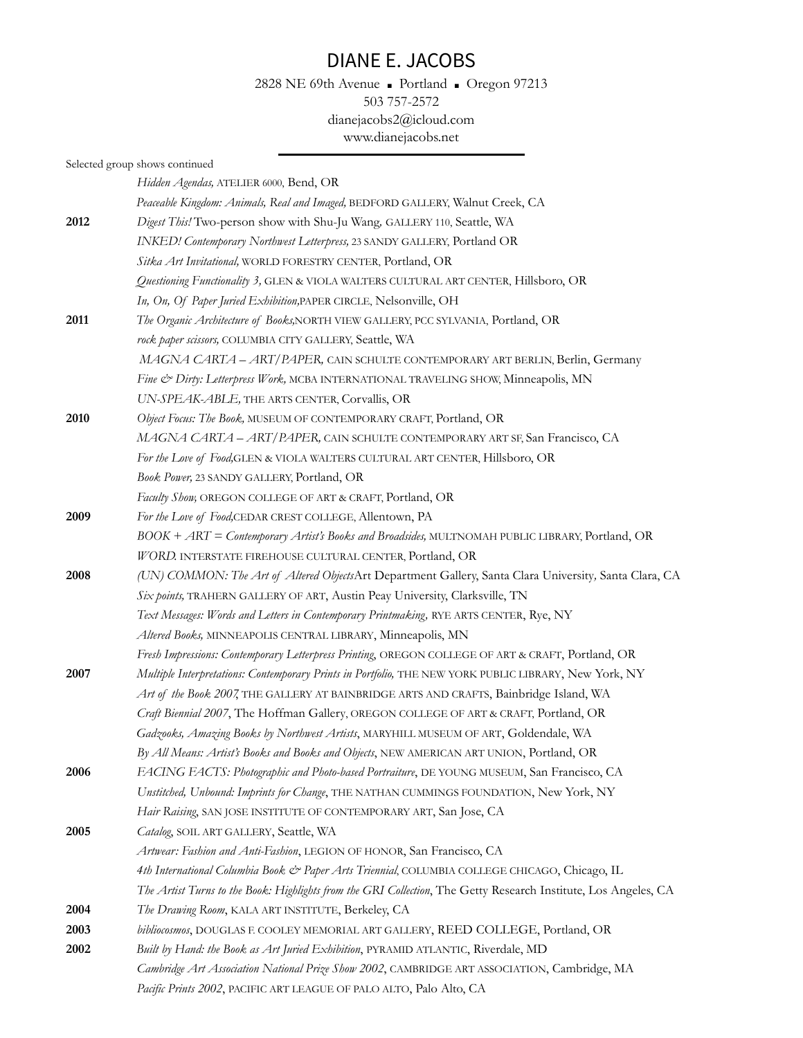# DIANE E. JACOBS

2828 NE 69th Avenue ▪ Portland ▪ Oregon 97213
503 757-2572
dianejacobs2@icloud.com
www.dianejacobs.net

---

Selected group shows continued

| | |
|---|---|
| | *Hidden Agendas,* ATELIER 6000, Bend, OR |
| | *Peaceable Kingdom: Animals, Real and Imaged,* BEDFORD GALLERY, Walnut Creek, CA |
| **2012** | *Digest This!* Two-person show with Shu-Ju Wang, GALLERY 110, Seattle, WA |
| | *INKED! Contemporary Northwest Letterpress,* 23 SANDY GALLERY, Portland OR |
| | *Sitka Art Invitational,* WORLD FORESTRY CENTER, Portland, OR |
| | *Questioning Functionality 3,* GLEN & VIOLA WALTERS CULTURAL ART CENTER, Hillsboro, OR |
| | *In, On, Of Paper Juried Exhibition,* PAPER CIRCLE, Nelsonville, OH |
| **2011** | *The Organic Architecture of Books,* NORTH VIEW GALLERY, PCC SYLVANIA, Portland, OR |
| | *rock paper scissors,* COLUMBIA CITY GALLERY, Seattle, WA |
| | *MAGNA CARTA – ART/PAPER,* CAIN SCHULTE CONTEMPORARY ART BERLIN, Berlin, Germany |
| | *Fine & Dirty: Letterpress Work,* MCBA INTERNATIONAL TRAVELING SHOW, Minneapolis, MN |
| | *UN-SPEAK-ABLE,* THE ARTS CENTER, Corvallis, OR |
| **2010** | *Object Focus: The Book,* MUSEUM OF CONTEMPORARY CRAFT, Portland, OR |
| | *MAGNA CARTA – ART/PAPER,* CAIN SCHULTE CONTEMPORARY ART SF, San Francisco, CA |
| | *For the Love of Food,* GLEN & VIOLA WALTERS CULTURAL ART CENTER, Hillsboro, OR |
| | *Book Power,* 23 SANDY GALLERY, Portland, OR |
| | *Faculty Show,* OREGON COLLEGE OF ART & CRAFT, Portland, OR |
| **2009** | *For the Love of Food,* CEDAR CREST COLLEGE, Allentown, PA |
| | *BOOK + ART = Contemporary Artist's Books and Broadsides,* MULTNOMAH PUBLIC LIBRARY, Portland, OR |
| | *WORD.* INTERSTATE FIREHOUSE CULTURAL CENTER, Portland, OR |
| **2008** | *(UN) COMMON: The Art of Altered Objects* Art Department Gallery, Santa Clara University, Santa Clara, CA |
| | *Six points,* TRAHERN GALLERY OF ART, Austin Peay University, Clarksville, TN |
| | *Text Messages: Words and Letters in Contemporary Printmaking,* RYE ARTS CENTER, Rye, NY |
| | *Altered Books,* MINNEAPOLIS CENTRAL LIBRARY, Minneapolis, MN |
| | *Fresh Impressions: Contemporary Letterpress Printing*, OREGON COLLEGE OF ART & CRAFT, Portland, OR |
| **2007** | *Multiple Interpretations: Contemporary Prints in Portfolio,* THE NEW YORK PUBLIC LIBRARY, New York, NY |
| | *Art of the Book 2007,* THE GALLERY AT BAINBRIDGE ARTS AND CRAFTS, Bainbridge Island, WA |
| | *Craft Biennial 2007*, The Hoffman Gallery, OREGON COLLEGE OF ART & CRAFT, Portland, OR |
| | *Gadzooks, Amazing Books by Northwest Artists*, MARYHILL MUSEUM OF ART, Goldendale, WA |
| | *By All Means: Artist's Books and Books and Objects*, NEW AMERICAN ART UNION, Portland, OR |
| **2006** | *FACING FACTS: Photographic and Photo-based Portraiture*, DE YOUNG MUSEUM, San Francisco, CA |
| | *Unstitched, Unbound: Imprints for Change*, THE NATHAN CUMMINGS FOUNDATION, New York, NY |
| | *Hair Raising*, SAN JOSE INSTITUTE OF CONTEMPORARY ART, San Jose, CA |
| **2005** | *Catalog*, SOIL ART GALLERY, Seattle, WA |
| | *Artwear: Fashion and Anti-Fashion*, LEGION OF HONOR, San Francisco, CA |
| | *4th International Columbia Book & Paper Arts Triennial,* COLUMBIA COLLEGE CHICAGO, Chicago, IL |
| | *The Artist Turns to the Book: Highlights from the GRI Collection*, The Getty Research Institute, Los Angeles, CA |
| **2004** | *The Drawing Room*, KALA ART INSTITUTE, Berkeley, CA |
| **2003** | *bibliocosmos*, DOUGLAS F. COOLEY MEMORIAL ART GALLERY, REED COLLEGE, Portland, OR |
| **2002** | *Built by Hand: the Book as Art Juried Exhibition*, PYRAMID ATLANTIC, Riverdale, MD |
| | *Cambridge Art Association National Prize Show 2002*, CAMBRIDGE ART ASSOCIATION, Cambridge, MA |
| | *Pacific Prints 2002*, PACIFIC ART LEAGUE OF PALO ALTO, Palo Alto, CA |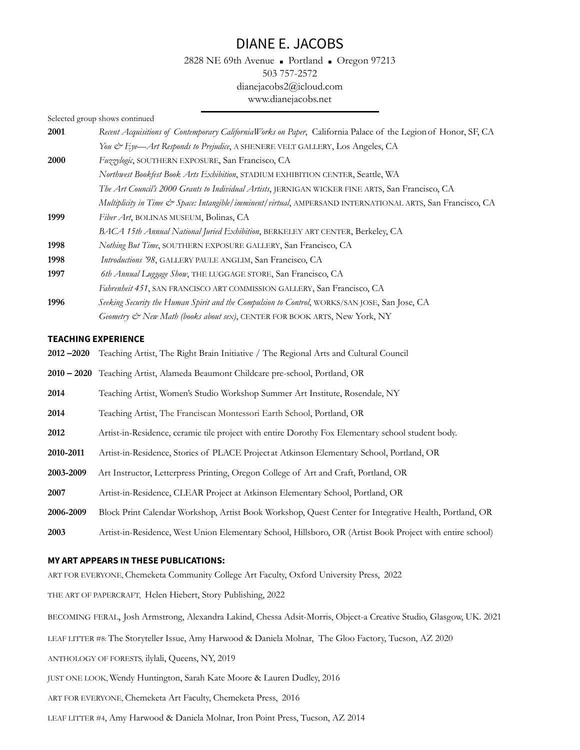# DIANE E. JACOBS

2828 NE 69th Avenue ▪ Portland ▪ Oregon 97213
503 757-2572
dianejacobs2@icloud.com
www.dianejacobs.net

---

Selected group shows continued

**2001** *Recent Acquisitions of Contemporary CaliforniaWorks on Paper*, California Palace of the Legion of Honor, SF, CA
*You & Eye—Art Responds to Prejudice*, A SHENERE VELT GALLERY, Los Angeles, CA

**2000** *Fuzzylogic*, SOUTHERN EXPOSURE, San Francisco, CA
*Northwest Bookfest Book Arts Exhibition*, STADIUM EXHIBITION CENTER, Seattle, WA
*The Art Council's 2000 Grants to Individual Artists*, JERNIGAN WICKER FINE ARTS, San Francisco, CA
*Multiplicity in Time & Space: Intangible/imminent/virtual*, AMPERSAND INTERNATIONAL ARTS, San Francisco, CA

**1999** *Fiber Art*, BOLINAS MUSEUM, Bolinas, CA
*BACA 15th Annual National Juried Exhibition*, BERKELEY ART CENTER, Berkeley, CA

**1998** *Nothing But Time*, SOUTHERN EXPOSURE GALLERY, San Francisco, CA

**1998** *Introductions '98*, GALLERY PAULE ANGLIM, San Francisco, CA

**1997** *6th Annual Luggage Show*, THE LUGGAGE STORE, San Francisco, CA
*Fahrenheit 451*, SAN FRANCISCO ART COMMISSION GALLERY, San Francisco, CA

**1996** *Seeking Security the Human Spirit and the Compulsion to Control*, WORKS/SAN JOSE, San Jose, CA
*Geometry & New Math (books about sex)*, CENTER FOR BOOK ARTS, New York, NY

## TEACHING EXPERIENCE

**2012 –2020** Teaching Artist, The Right Brain Initiative / The Regional Arts and Cultural Council

**2010 – 2020** Teaching Artist, Alameda Beaumont Childcare pre-school, Portland, OR

**2014** Teaching Artist, Women's Studio Workshop Summer Art Institute, Rosendale, NY

**2014** Teaching Artist, The Franciscan Montessori Earth School, Portland, OR

**2012** Artist-in-Residence, ceramic tile project with entire Dorothy Fox Elementary school student body.

**2010-2011** Artist-in-Residence, Stories of PLACE Project at Atkinson Elementary School, Portland, OR

**2003-2009** Art Instructor, Letterpress Printing, Oregon College of Art and Craft, Portland, OR

**2007** Artist-in-Residence, CLEAR Project at Atkinson Elementary School, Portland, OR

**2006-2009** Block Print Calendar Workshop, Artist Book Workshop, Quest Center for Integrative Health, Portland, OR

**2003** Artist-in-Residence, West Union Elementary School, Hillsboro, OR (Artist Book Project with entire school)

## MY ART APPEARS IN THESE PUBLICATIONS:

ART FOR EVERYONE, Chemeketa Community College Art Faculty, Oxford University Press, 2022

THE ART OF PAPERCRAFT, Helen Hiebert, Story Publishing, 2022

BECOMING FERAL, Josh Armstrong, Alexandra Lakind, Chessa Adsit-Morris, Object-a Creative Studio, Glasgow, UK. 2021

LEAF LITTER #8: The Storyteller Issue, Amy Harwood & Daniela Molnar, The Gloo Factory, Tucson, AZ 2020

ANTHOLOGY OF FORESTS, ilylali, Queens, NY, 2019

JUST ONE LOOK, Wendy Huntington, Sarah Kate Moore & Lauren Dudley, 2016

ART FOR EVERYONE, Chemeketa Art Faculty, Chemeketa Press, 2016

LEAF LITTER #4, Amy Harwood & Daniela Molnar, Iron Point Press, Tucson, AZ 2014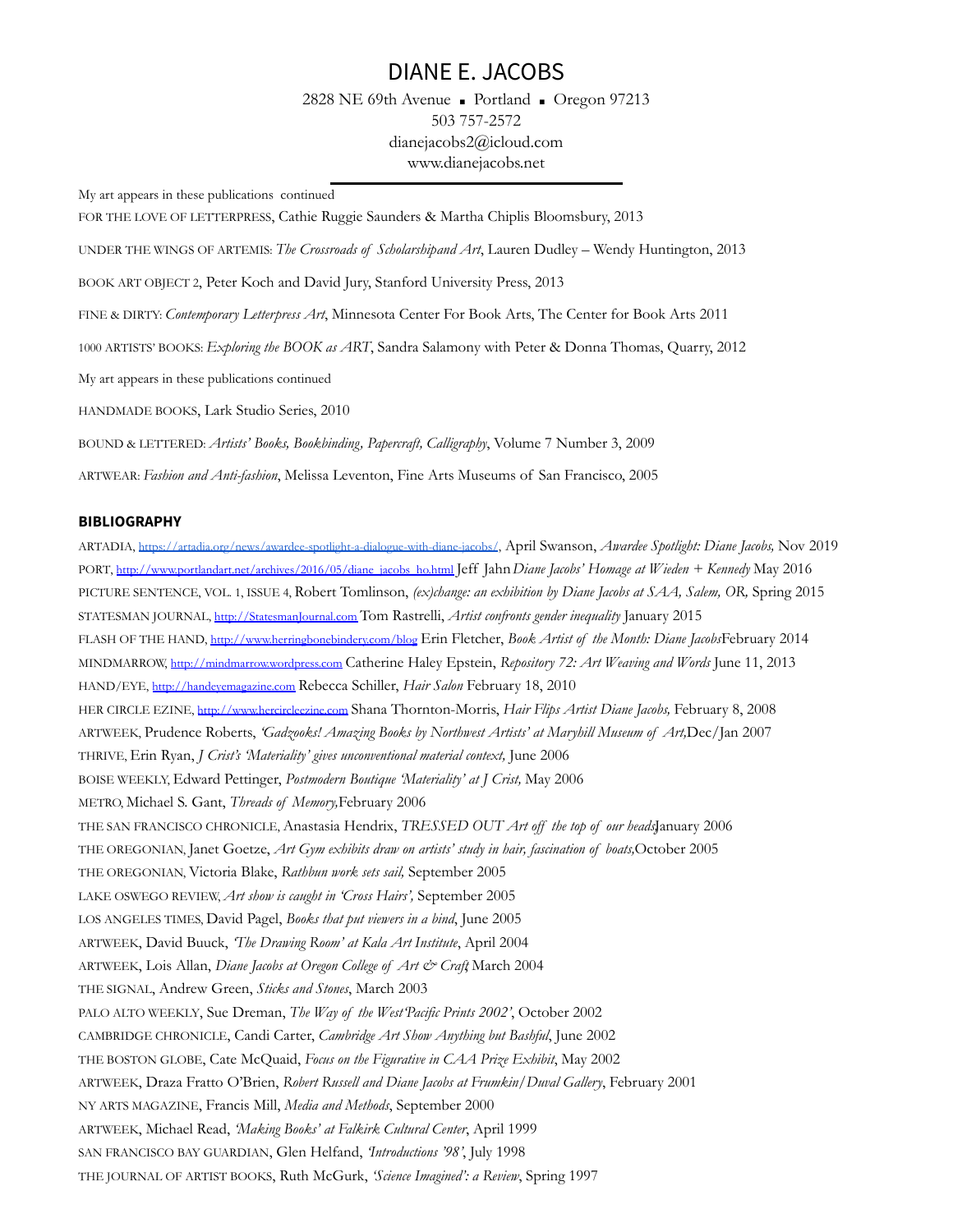# DIANE E. JACOBS

2828 NE 69th Avenue ▪ Portland ▪ Oregon 97213
503 757-2572
dianejacobs2@icloud.com
www.dianejacobs.net

My art appears in these publications continued

FOR THE LOVE OF LETTERPRESS, Cathie Ruggie Saunders & Martha Chiplis Bloomsbury, 2013

UNDER THE WINGS OF ARTEMIS: *The Crossroads of Scholarshipand Art*, Lauren Dudley – Wendy Huntington, 2013

BOOK ART OBJECT 2, Peter Koch and David Jury, Stanford University Press, 2013

FINE & DIRTY: *Contemporary Letterpress Art*, Minnesota Center For Book Arts, The Center for Book Arts 2011

1000 ARTISTS' BOOKS: *Exploring the BOOK as ART*, Sandra Salamony with Peter & Donna Thomas, Quarry, 2012

My art appears in these publications continued

HANDMADE BOOKS, Lark Studio Series, 2010

BOUND & LETTERED: *Artists' Books, Bookbinding, Papercraft, Calligraphy*, Volume 7 Number 3, 2009

ARTWEAR: *Fashion and Anti-fashion*, Melissa Leventon, Fine Arts Museums of San Francisco, 2005

## BIBLIOGRAPHY

ARTADIA, https://artadia.org/news/awardee-spotlight-a-dialogue-with-diane-jacobs/, April Swanson, *Awardee Spotlight: Diane Jacobs,* Nov 2019
PORT, http://www.portlandart.net/archives/2016/05/diane_jacobs_ho.html Jeff Jahn *Diane Jacobs' Homage at Wieden + Kennedy* May 2016
PICTURE SENTENCE, VOL. 1, ISSUE 4, Robert Tomlinson, *(ex)change: an exhibition by Diane Jacobs at SAA, Salem, OR,* Spring 2015
STATESMAN JOURNAL, http://StatesmanJournal.com Tom Rastrelli, *Artist confronts gender inequality* January 2015
FLASH OF THE HAND, http://www.herringbonebindery.com/blog Erin Fletcher, *Book Artist of the Month: Diane Jacobs* February 2014
MINDMARROW, http://mindmarrow.wordpress.com Catherine Haley Epstein, *Repository 72: Art Weaving and Words* June 11, 2013
HAND/EYE, http://handeyemagazine.com Rebecca Schiller, *Hair Salon* February 18, 2010
HER CIRCLE EZINE, http://www.hercircleezine.com Shana Thornton-Morris, *Hair Flips Artist Diane Jacobs,* February 8, 2008
ARTWEEK, Prudence Roberts, *'Gadzooks! Amazing Books by Northwest Artists' at Maryhill Museum of Art,* Dec/Jan 2007
THRIVE, Erin Ryan, *J Crist's 'Materiality' gives unconventional material context,* June 2006
BOISE WEEKLY, Edward Pettinger, *Postmodern Boutique 'Materiality' at J Crist,* May 2006
METRO, Michael S. Gant, *Threads of Memory,* February 2006
THE SAN FRANCISCO CHRONICLE, Anastasia Hendrix, *TRESSED OUT Art off the top of our heads* January 2006
THE OREGONIAN, Janet Goetze, *Art Gym exhibits draw on artists' study in hair, fascination of boats,* October 2005
THE OREGONIAN, Victoria Blake, *Rathbun work sets sail,* September 2005
LAKE OSWEGO REVIEW, *Art show is caught in 'Cross Hairs',* September 2005
LOS ANGELES TIMES, David Pagel, *Books that put viewers in a bind*, June 2005
ARTWEEK, David Buuck, *'The Drawing Room' at Kala Art Institute*, April 2004
ARTWEEK, Lois Allan, *Diane Jacobs at Oregon College of Art & Craft*, March 2004
THE SIGNAL, Andrew Green, *Sticks and Stones*, March 2003
PALO ALTO WEEKLY, Sue Dreman, *The Way of the West 'Pacific Prints 2002'*, October 2002
CAMBRIDGE CHRONICLE, Candi Carter, *Cambridge Art Show Anything but Bashful*, June 2002
THE BOSTON GLOBE, Cate McQuaid, *Focus on the Figurative in CAA Prize Exhibit*, May 2002
ARTWEEK, Draza Fratto O'Brien, *Robert Russell and Diane Jacobs at Frumkin/Duval Gallery*, February 2001
NY ARTS MAGAZINE, Francis Mill, *Media and Methods*, September 2000
ARTWEEK, Michael Read, *'Making Books' at Falkirk Cultural Center*, April 1999
SAN FRANCISCO BAY GUARDIAN, Glen Helfand, *'Introductions '98'*, July 1998
THE JOURNAL OF ARTIST BOOKS, Ruth McGurk, *'Science Imagined': a Review*, Spring 1997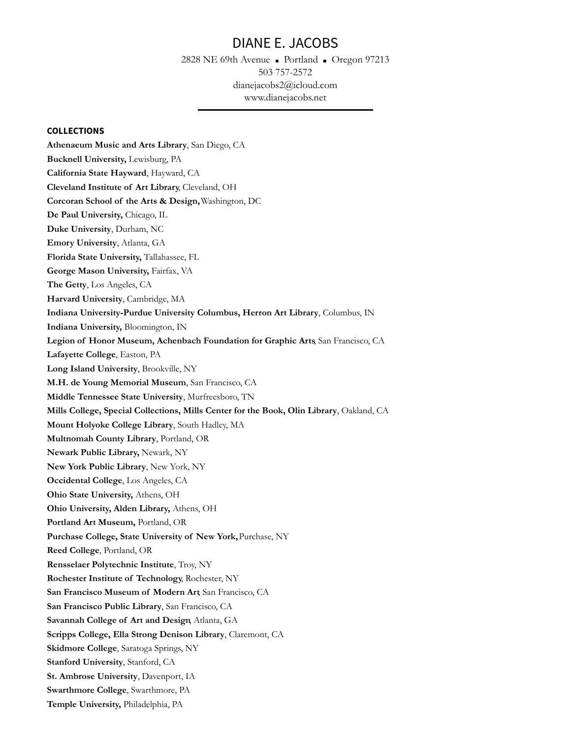# DIANE E. JACOBS

2828 NE 69th Avenue ▪ Portland ▪ Oregon 97213
503 757-2572
dianejacobs2@icloud.com
www.dianejacobs.net

---

## COLLECTIONS

**Athenaeum Music and Arts Library**, San Diego, CA
**Bucknell University,** Lewisburg, PA
**California State Hayward**, Hayward, CA
**Cleveland Institute of Art Library**, Cleveland, OH
**Corcoran School of the Arts & Design,** Washington, DC
**De Paul University,** Chicago, IL
**Duke University**, Durham, NC
**Emory University**, Atlanta, GA
**Florida State University,** Tallahassee, FL
**George Mason University,** Fairfax, VA
**The Getty**, Los Angeles, CA
**Harvard University**, Cambridge, MA
**Indiana University-Purdue University Columbus, Herron Art Library**, Columbus, IN
**Indiana University,** Bloomington, IN
**Legion of Honor Museum, Achenbach Foundation for Graphic Arts**, San Francisco, CA
**Lafayette College**, Easton, PA
**Long Island University**, Brookville, NY
**M.H. de Young Memorial Museum**, San Francisco, CA
**Middle Tennessee State University**, Murfreesboro, TN
**Mills College, Special Collections, Mills Center for the Book, Olin Library**, Oakland, CA
**Mount Holyoke College Library**, South Hadley, MA
**Multnomah County Library**, Portland, OR
**Newark Public Library,** Newark, NY
**New York Public Library**, New York, NY
**Occidental College**, Los Angeles, CA
**Ohio State University,** Athens, OH
**Ohio University, Alden Library,** Athens, OH
**Portland Art Museum,** Portland, OR
**Purchase College, State University of New York,** Purchase, NY
**Reed College**, Portland, OR
**Rensselaer Polytechnic Institute**, Troy, NY
**Rochester Institute of Technology**, Rochester, NY
**San Francisco Museum of Modern Art**, San Francisco, CA
**San Francisco Public Library**, San Francisco, CA
**Savannah College of Art and Design**, Atlanta, GA
**Scripps College, Ella Strong Denison Library**, Claremont, CA
**Skidmore College**, Saratoga Springs, NY
**Stanford University**, Stanford, CA
**St. Ambrose University**, Davenport, IA
**Swarthmore College**, Swarthmore, PA
**Temple University,** Philadelphia, PA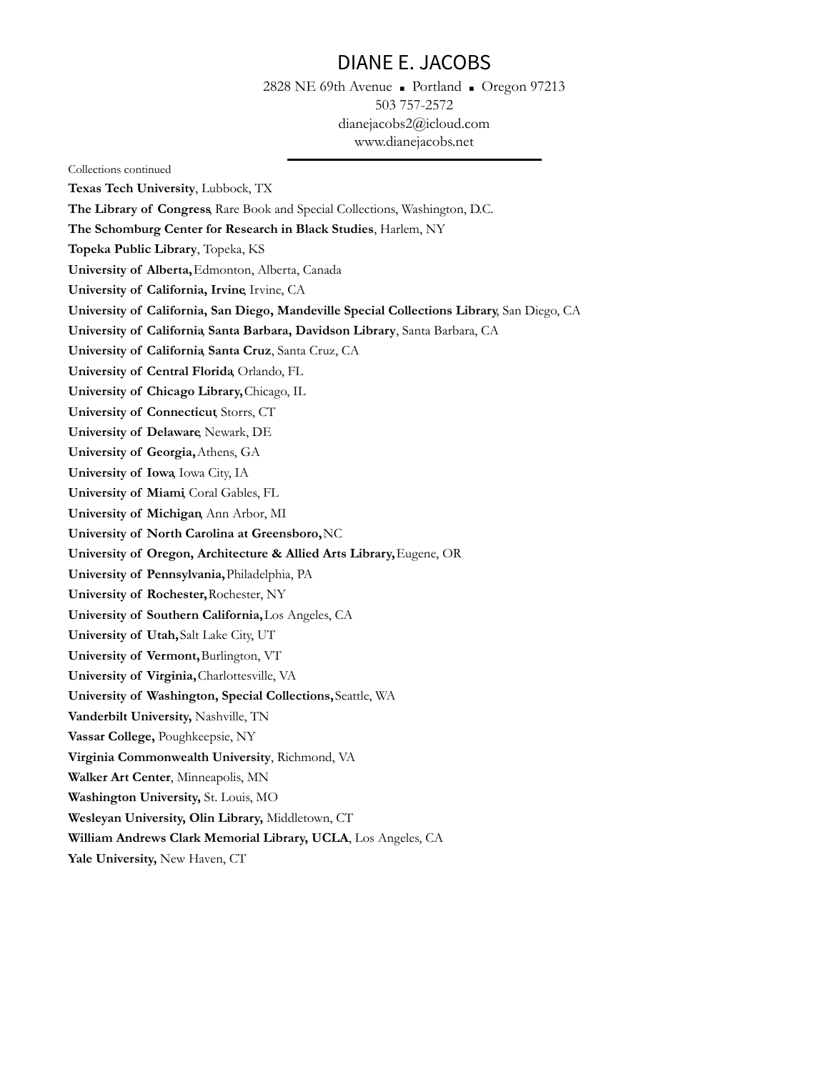Collections continued

**Texas Tech University**, Lubbock, TX

**The Library of Congress**, Rare Book and Special Collections, Washington, D.C.

**The Schomburg Center for Research in Black Studies**, Harlem, NY

**Topeka Public Library**, Topeka, KS

**University of Alberta,** Edmonton, Alberta, Canada

**University of California, Irvine**, Irvine, CA

**University of California, San Diego, Mandeville Special Collections Library**, San Diego, CA

**University of California, Santa Barbara, Davidson Library**, Santa Barbara, CA

**University of California, Santa Cruz**, Santa Cruz, CA

**University of Central Florida**, Orlando, FL

**University of Chicago Library,** Chicago, IL

**University of Connecticut**, Storrs, CT

**University of Delaware**, Newark, DE

**University of Georgia,** Athens, GA

**University of Iowa**, Iowa City, IA

**University of Miami**, Coral Gables, FL

**University of Michigan**, Ann Arbor, MI

**University of North Carolina at Greensboro,** NC

**University of Oregon, Architecture & Allied Arts Library,** Eugene, OR

**University of Pennsylvania,** Philadelphia, PA

**University of Rochester,** Rochester, NY

**University of Southern California,** Los Angeles, CA

**University of Utah,** Salt Lake City, UT

**University of Vermont,** Burlington, VT

**University of Virginia,** Charlottesville, VA

**University of Washington, Special Collections,** Seattle, WA

**Vanderbilt University,** Nashville, TN

**Vassar College,** Poughkeepsie, NY

**Virginia Commonwealth University**, Richmond, VA

**Walker Art Center**, Minneapolis, MN

**Washington University,** St. Louis, MO

**Wesleyan University, Olin Library,** Middletown, CT

**William Andrews Clark Memorial Library, UCLA**, Los Angeles, CA

**Yale University,** New Haven, CT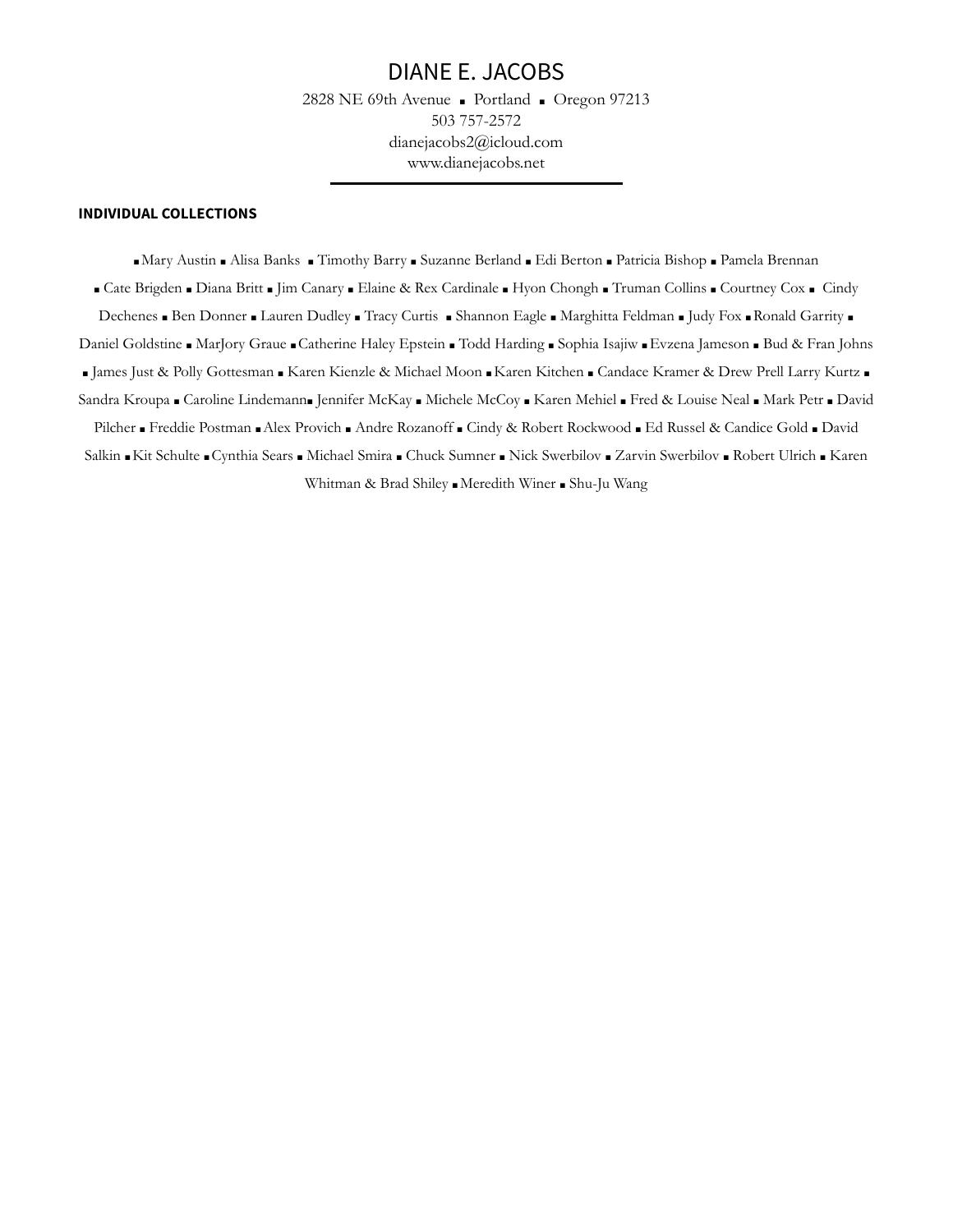# DIANE E. JACOBS

2828 NE 69th Avenue ■ Portland ■ Oregon 97213
503 757-2572
dianejacobs2@icloud.com
www.dianejacobs.net

---

**INDIVIDUAL COLLECTIONS**

■ Mary Austin ■ Alisa Banks ■ Timothy Barry ■ Suzanne Berland ■ Edi Berton ■ Patricia Bishop ■ Pamela Brennan ■ Cate Brigden ■ Diana Britt ■ Jim Canary ■ Elaine & Rex Cardinale ■ Hyon Chongh ■ Truman Collins ■ Courtney Cox ■ Cindy Dechenes ■ Ben Donner ■ Lauren Dudley ■ Tracy Curtis ■ Shannon Eagle ■ Marghitta Feldman ■ Judy Fox ■ Ronald Garrity ■ Daniel Goldstine ■ MarJory Graue ■ Catherine Haley Epstein ■ Todd Harding ■ Sophia Isajiw ■ Evzena Jameson ■ Bud & Fran Johns ■ James Just & Polly Gottesman ■ Karen Kienzle & Michael Moon ■ Karen Kitchen ■ Candace Kramer & Drew Prell Larry Kurtz ■ Sandra Kroupa ■ Caroline Lindemann■ Jennifer McKay ■ Michele McCoy ■ Karen Mehiel ■ Fred & Louise Neal ■ Mark Petr ■ David Pilcher ■ Freddie Postman ■ Alex Provich ■ Andre Rozanoff ■ Cindy & Robert Rockwood ■ Ed Russel & Candice Gold ■ David Salkin ■ Kit Schulte ■ Cynthia Sears ■ Michael Smira ■ Chuck Sumner ■ Nick Swerbilov ■ Zarvin Swerbilov ■ Robert Ulrich ■ Karen Whitman & Brad Shiley ■ Meredith Winer ■ Shu-Ju Wang